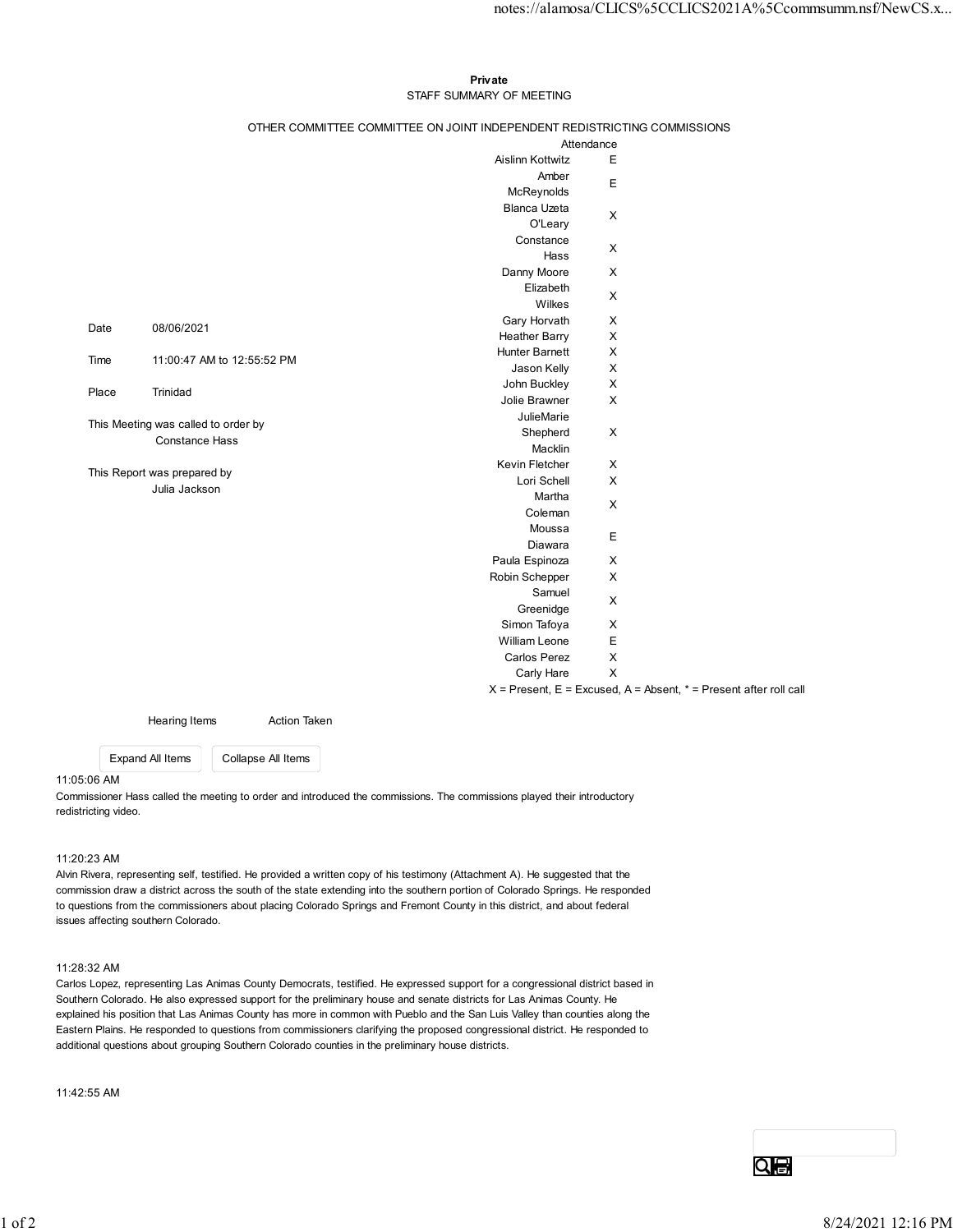**Private**

STAFF SUMMARY OF MEETING

OTHER COMMITTEE COMMITTEE ON JOINT INDEPENDENT REDISTRICTING COMMISSIONS

| | |
|---|---|
| Date | 08/06/2021 |
| Time | 11:00:47 AM to 12:55:52 PM |
| Place | Trinidad |

This Meeting was called to order by
Constance Hass

This Report was prepared by
Julia Jackson

| Attendance | |
|---|---|
| Aislinn Kottwitz | E |
| Amber McReynolds | E |
| Blanca Uzeta O'Leary | X |
| Constance Hass | X |
| Danny Moore | X |
| Elizabeth Wilkes | X |
| Gary Horvath | X |
| Heather Barry | X |
| Hunter Barnett | X |
| Jason Kelly | X |
| John Buckley | X |
| Jolie Brawner | X |
| JulieMarie Shepherd Macklin | X |
| Kevin Fletcher | X |
| Lori Schell | X |
| Martha Coleman | X |
| Moussa Diawara | E |
| Paula Espinoza | X |
| Robin Schepper | X |
| Samuel Greenidge | X |
| Simon Tafoya | X |
| William Leone | E |
| Carlos Perez | X |
| Carly Hare | X |

X = Present, E = Excused, A = Absent, * = Present after roll call

Hearing Items | Action Taken

11:05:06 AM

Commissioner Hass called the meeting to order and introduced the commissions. The commissions played their introductory redistricting video.

11:20:23 AM

Alvin Rivera, representing self, testified. He provided a written copy of his testimony (Attachment A). He suggested that the commission draw a district across the south of the state extending into the southern portion of Colorado Springs. He responded to questions from the commissioners about placing Colorado Springs and Fremont County in this district, and about federal issues affecting southern Colorado.

11:28:32 AM

Carlos Lopez, representing Las Animas County Democrats, testified. He expressed support for a congressional district based in Southern Colorado. He also expressed support for the preliminary house and senate districts for Las Animas County. He explained his position that Las Animas County has more in common with Pueblo and the San Luis Valley than counties along the Eastern Plains. He responded to questions from commissioners clarifying the proposed congressional district. He responded to additional questions about grouping Southern Colorado counties in the preliminary house districts.

11:42:55 AM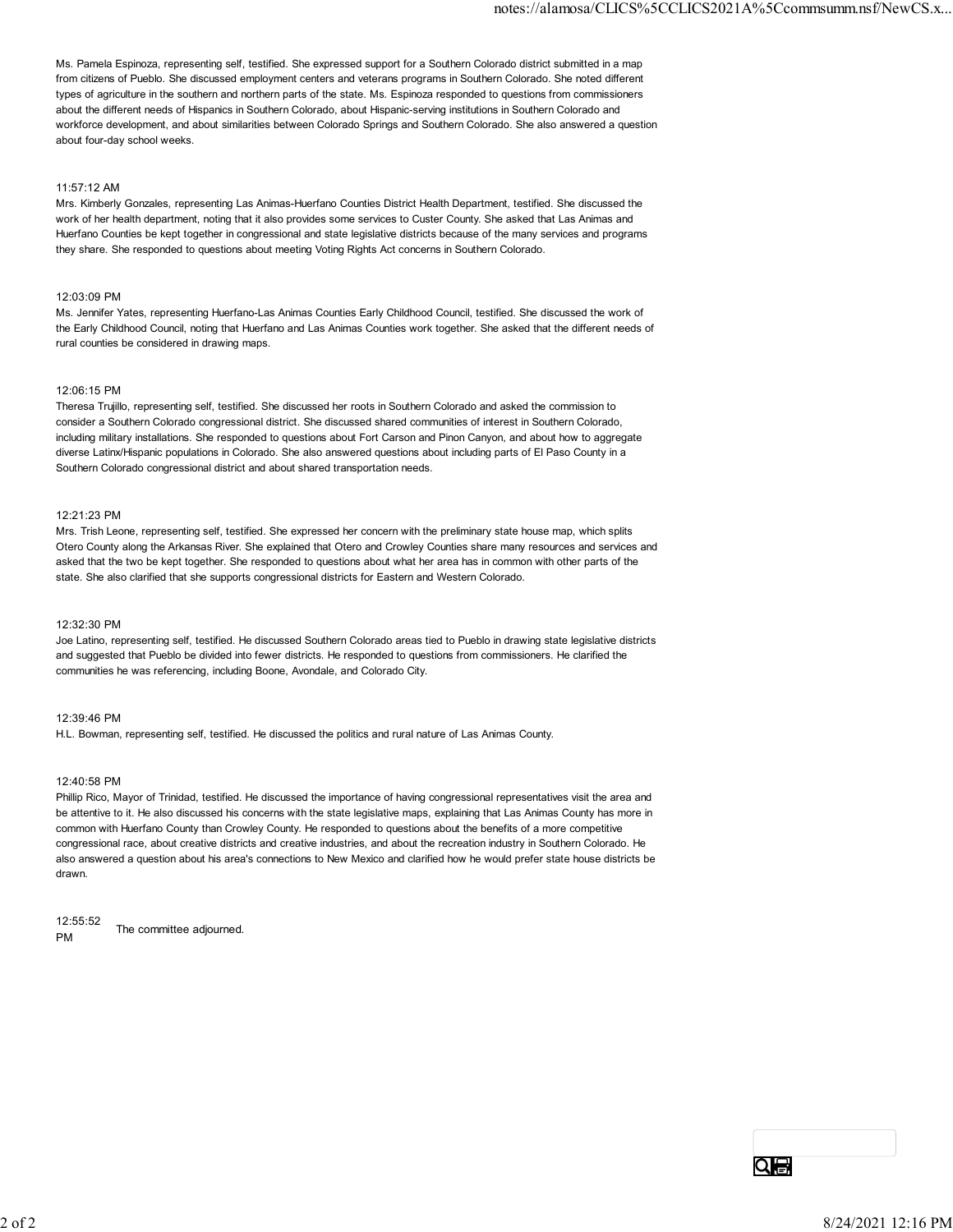Ms. Pamela Espinoza, representing self, testified. She expressed support for a Southern Colorado district submitted in a map from citizens of Pueblo. She discussed employment centers and veterans programs in Southern Colorado. She noted different types of agriculture in the southern and northern parts of the state. Ms. Espinoza responded to questions from commissioners about the different needs of Hispanics in Southern Colorado, about Hispanic-serving institutions in Southern Colorado and workforce development, and about similarities between Colorado Springs and Southern Colorado. She also answered a question about four-day school weeks.

11:57:12 AM
Mrs. Kimberly Gonzales, representing Las Animas-Huerfano Counties District Health Department, testified. She discussed the work of her health department, noting that it also provides some services to Custer County. She asked that Las Animas and Huerfano Counties be kept together in congressional and state legislative districts because of the many services and programs they share. She responded to questions about meeting Voting Rights Act concerns in Southern Colorado.

12:03:09 PM
Ms. Jennifer Yates, representing Huerfano-Las Animas Counties Early Childhood Council, testified. She discussed the work of the Early Childhood Council, noting that Huerfano and Las Animas Counties work together. She asked that the different needs of rural counties be considered in drawing maps.

12:06:15 PM
Theresa Trujillo, representing self, testified. She discussed her roots in Southern Colorado and asked the commission to consider a Southern Colorado congressional district. She discussed shared communities of interest in Southern Colorado, including military installations. She responded to questions about Fort Carson and Pinon Canyon, and about how to aggregate diverse Latinx/Hispanic populations in Colorado. She also answered questions about including parts of El Paso County in a Southern Colorado congressional district and about shared transportation needs.

12:21:23 PM
Mrs. Trish Leone, representing self, testified. She expressed her concern with the preliminary state house map, which splits Otero County along the Arkansas River. She explained that Otero and Crowley Counties share many resources and services and asked that the two be kept together. She responded to questions about what her area has in common with other parts of the state. She also clarified that she supports congressional districts for Eastern and Western Colorado.

12:32:30 PM
Joe Latino, representing self, testified. He discussed Southern Colorado areas tied to Pueblo in drawing state legislative districts and suggested that Pueblo be divided into fewer districts. He responded to questions from commissioners. He clarified the communities he was referencing, including Boone, Avondale, and Colorado City.

12:39:46 PM
H.L. Bowman, representing self, testified. He discussed the politics and rural nature of Las Animas County.

12:40:58 PM
Phillip Rico, Mayor of Trinidad, testified. He discussed the importance of having congressional representatives visit the area and be attentive to it. He also discussed his concerns with the state legislative maps, explaining that Las Animas County has more in common with Huerfano County than Crowley County. He responded to questions about the benefits of a more competitive congressional race, about creative districts and creative industries, and about the recreation industry in Southern Colorado. He also answered a question about his area's connections to New Mexico and clarified how he would prefer state house districts be drawn.

12:55:52 PM
The committee adjourned.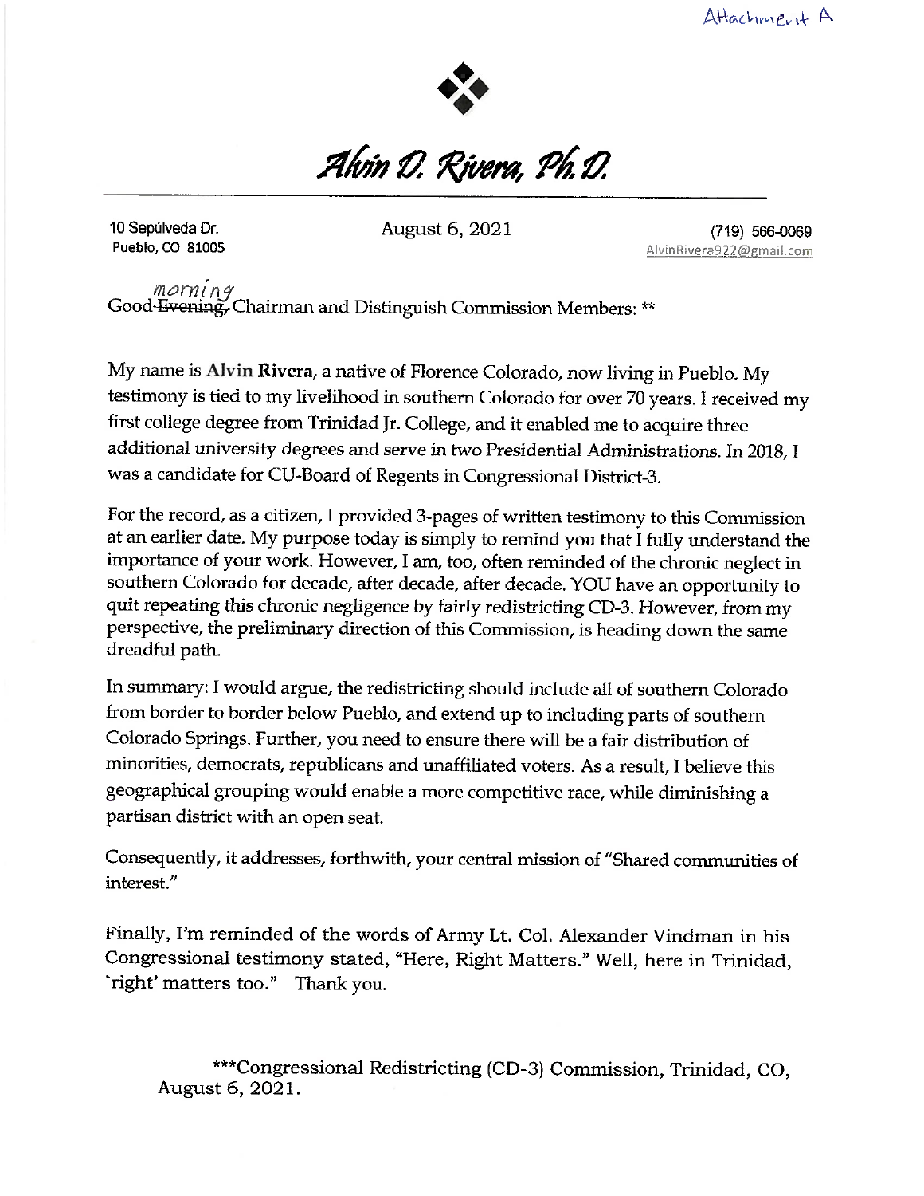Attachment A

◆◆◆

# Alvin D. Rivera, Ph.D.

10 Sepúlveda Dr.
Pueblo, CO 81005

August 6, 2021

(719) 566-0069
AlvinRivera922@gmail.com

Good ~~Evening,~~ morning Chairman and Distinguish Commission Members: **

My name is **Alvin Rivera**, a native of Florence Colorado, now living in Pueblo. My testimony is tied to my livelihood in southern Colorado for over 70 years. I received my first college degree from Trinidad Jr. College, and it enabled me to acquire three additional university degrees and serve in two Presidential Administrations. In 2018, I was a candidate for CU-Board of Regents in Congressional District-3.

For the record, as a citizen, I provided 3-pages of written testimony to this Commission at an earlier date. My purpose today is simply to remind you that I fully understand the importance of your work. However, I am, too, often reminded of the chronic neglect in southern Colorado for decade, after decade, after decade. YOU have an opportunity to quit repeating this chronic negligence by fairly redistricting CD-3. However, from my perspective, the preliminary direction of this Commission, is heading down the same dreadful path.

In summary: I would argue, the redistricting should include all of southern Colorado from border to border below Pueblo, and extend up to including parts of southern Colorado Springs. Further, you need to ensure there will be a fair distribution of minorities, democrats, republicans and unaffiliated voters. As a result, I believe this geographical grouping would enable a more competitive race, while diminishing a partisan district with an open seat.

Consequently, it addresses, forthwith, your central mission of "Shared communities of interest."

Finally, I'm reminded of the words of Army Lt. Col. Alexander Vindman in his Congressional testimony stated, "Here, Right Matters." Well, here in Trinidad, 'right' matters too." Thank you.

***Congressional Redistricting (CD-3) Commission, Trinidad, CO, August 6, 2021.